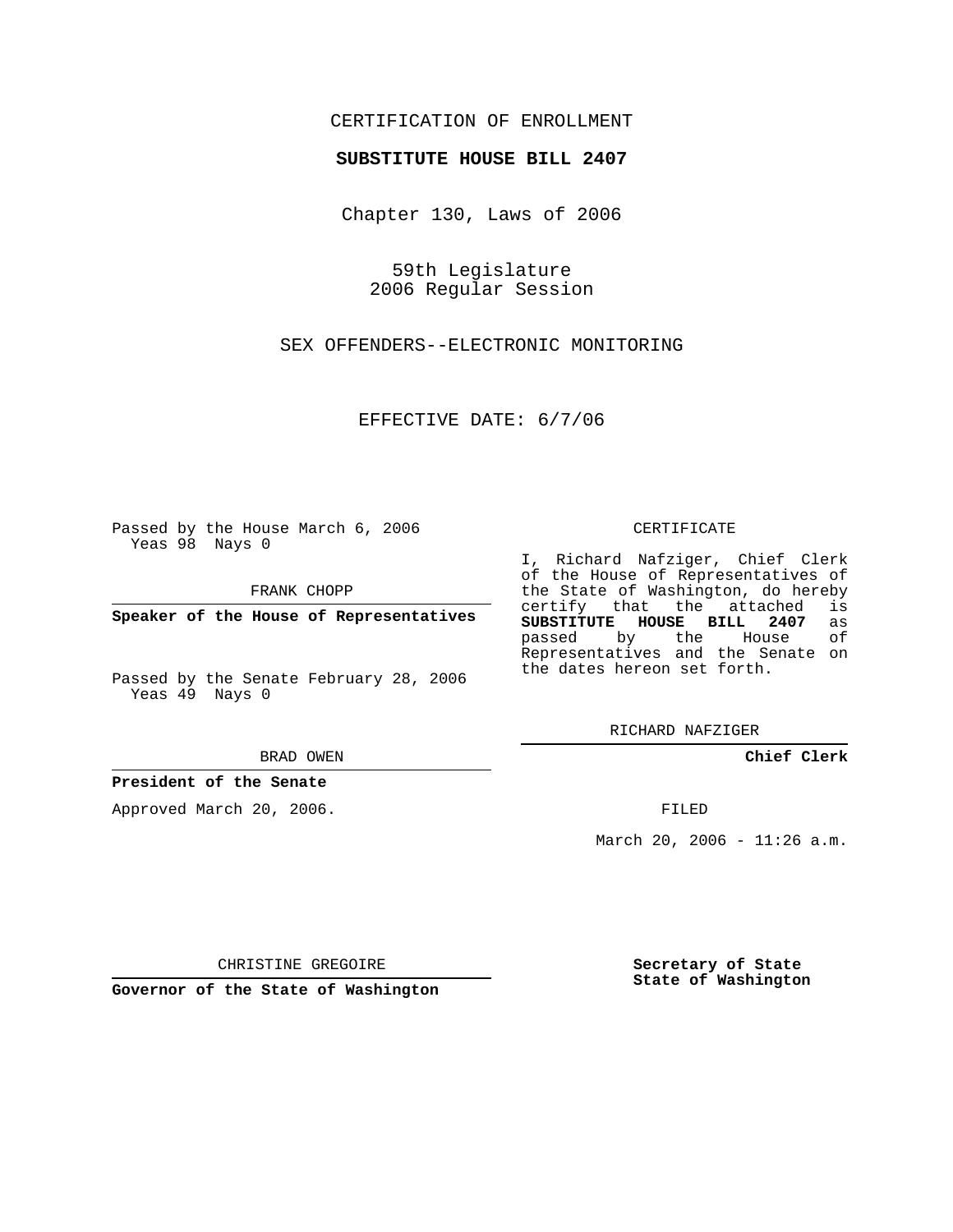CERTIFICATION OF ENROLLMENT

**SUBSTITUTE HOUSE BILL 2407**

Chapter 130, Laws of 2006

59th Legislature
2006 Regular Session

SEX OFFENDERS--ELECTRONIC MONITORING

EFFECTIVE DATE: 6/7/06

Passed by the House March 6, 2006
Yeas 98 Nays 0

FRANK CHOPP

**Speaker of the House of Representatives**

Passed by the Senate February 28, 2006
Yeas 49 Nays 0

BRAD OWEN

**President of the Senate**

Approved March 20, 2006.

CHRISTINE GREGOIRE

**Governor of the State of Washington**

CERTIFICATE

I, Richard Nafziger, Chief Clerk of the House of Representatives of the State of Washington, do hereby certify that the attached is **SUBSTITUTE HOUSE BILL 2407** as passed by the House of Representatives and the Senate on the dates hereon set forth.

RICHARD NAFZIGER

**Chief Clerk**

FILED

March 20, 2006 - 11:26 a.m.

**Secretary of State**
**State of Washington**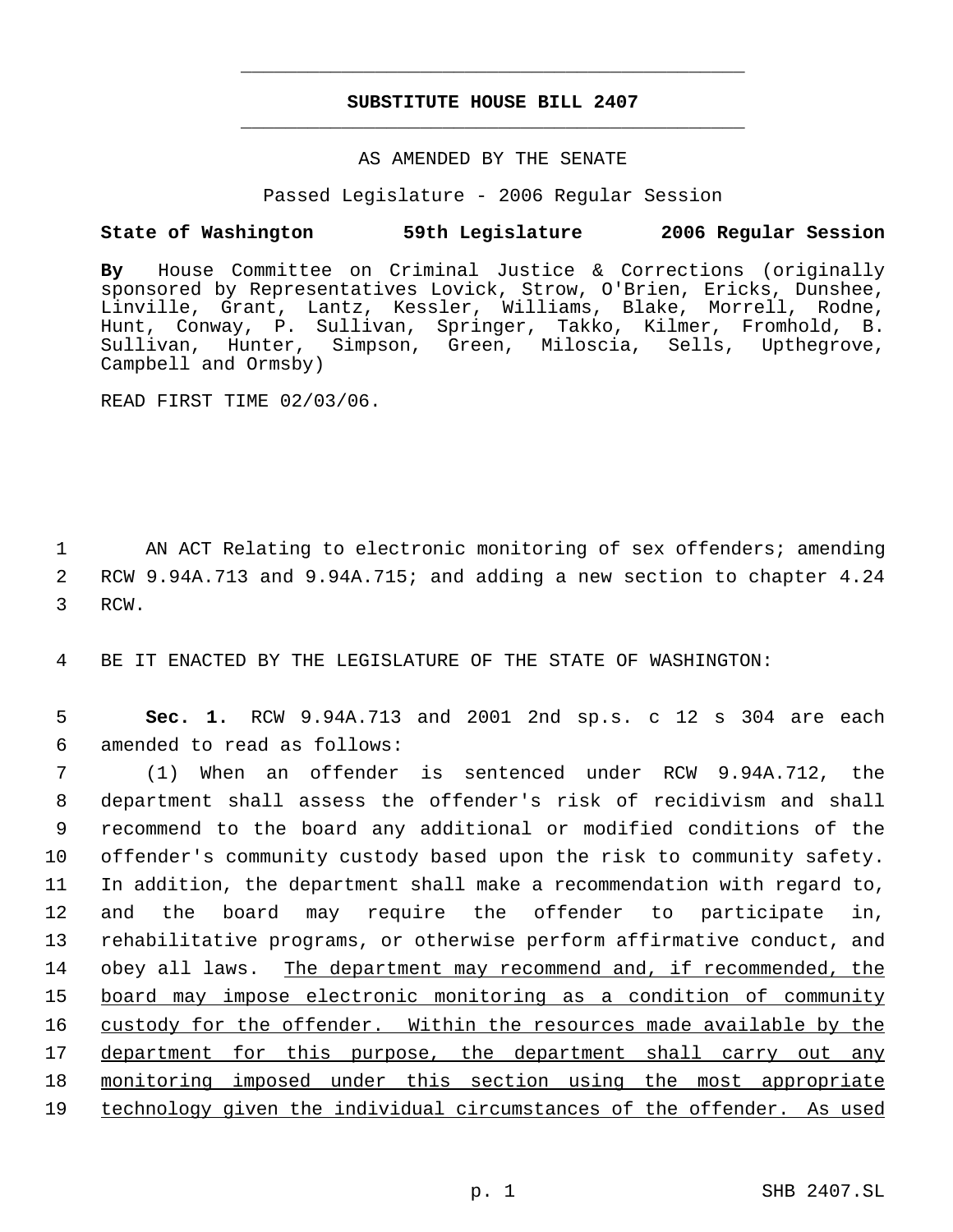# SUBSTITUTE HOUSE BILL 2407

AS AMENDED BY THE SENATE

Passed Legislature - 2006 Regular Session

**State of Washington 59th Legislature 2006 Regular Session**

**By** House Committee on Criminal Justice & Corrections (originally sponsored by Representatives Lovick, Strow, O'Brien, Ericks, Dunshee, Linville, Grant, Lantz, Kessler, Williams, Blake, Morrell, Rodne, Hunt, Conway, P. Sullivan, Springer, Takko, Kilmer, Fromhold, B. Sullivan, Hunter, Simpson, Green, Miloscia, Sells, Upthegrove, Campbell and Ormsby)

READ FIRST TIME 02/03/06.

AN ACT Relating to electronic monitoring of sex offenders; amending RCW 9.94A.713 and 9.94A.715; and adding a new section to chapter 4.24 RCW.

BE IT ENACTED BY THE LEGISLATURE OF THE STATE OF WASHINGTON:

**Sec. 1.** RCW 9.94A.713 and 2001 2nd sp.s. c 12 s 304 are each amended to read as follows:

(1) When an offender is sentenced under RCW 9.94A.712, the department shall assess the offender's risk of recidivism and shall recommend to the board any additional or modified conditions of the offender's community custody based upon the risk to community safety. In addition, the department shall make a recommendation with regard to, and the board may require the offender to participate in, rehabilitative programs, or otherwise perform affirmative conduct, and obey all laws. <u>The department may recommend and, if recommended, the board may impose electronic monitoring as a condition of community custody for the offender. Within the resources made available by the department for this purpose, the department shall carry out any monitoring imposed under this section using the most appropriate technology given the individual circumstances of the offender. As used</u>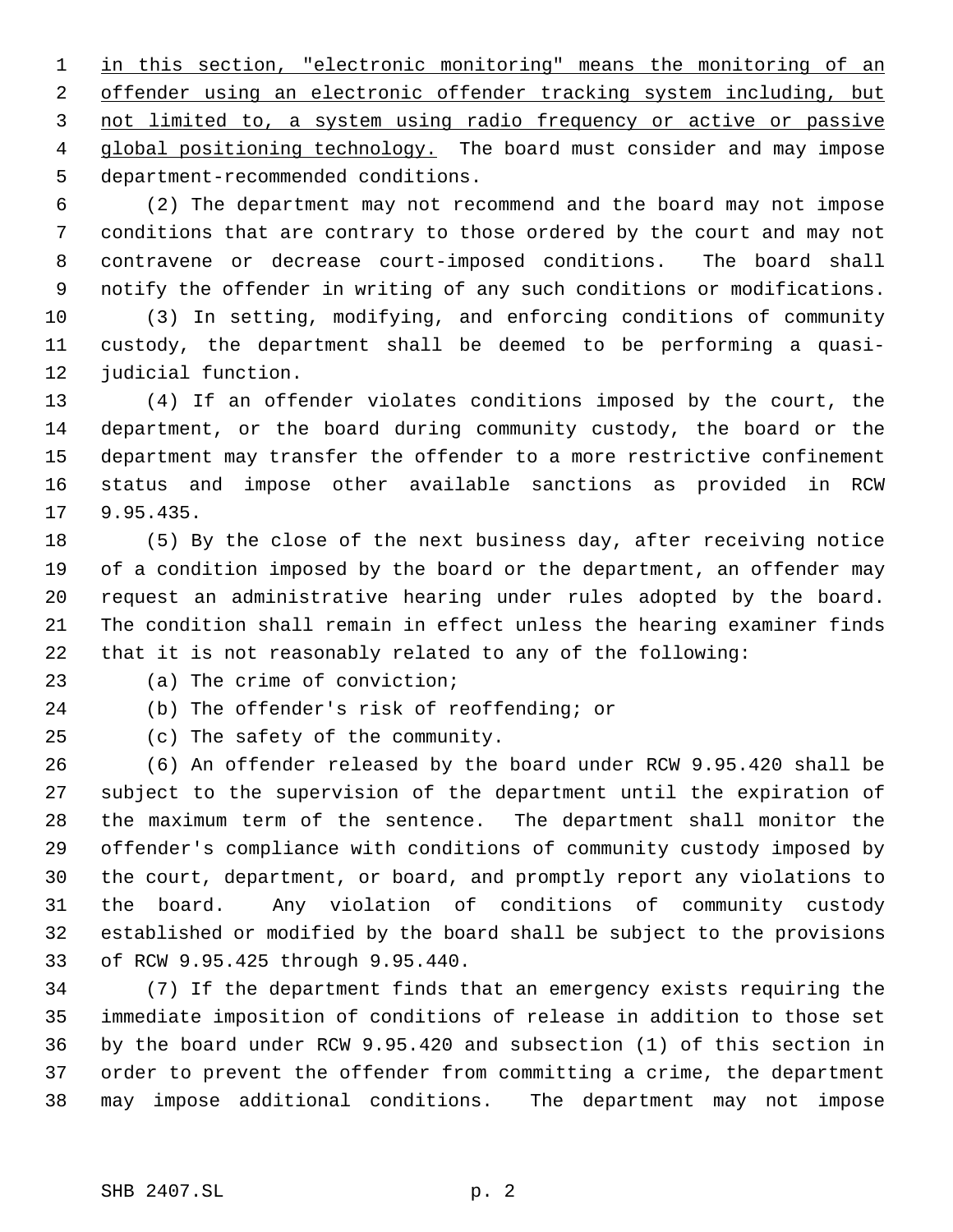in this section, "electronic monitoring" means the monitoring of an offender using an electronic offender tracking system including, but not limited to, a system using radio frequency or active or passive global positioning technology. The board must consider and may impose department-recommended conditions.

(2) The department may not recommend and the board may not impose conditions that are contrary to those ordered by the court and may not contravene or decrease court-imposed conditions. The board shall notify the offender in writing of any such conditions or modifications.

(3) In setting, modifying, and enforcing conditions of community custody, the department shall be deemed to be performing a quasi-judicial function.

(4) If an offender violates conditions imposed by the court, the department, or the board during community custody, the board or the department may transfer the offender to a more restrictive confinement status and impose other available sanctions as provided in RCW 9.95.435.

(5) By the close of the next business day, after receiving notice of a condition imposed by the board or the department, an offender may request an administrative hearing under rules adopted by the board. The condition shall remain in effect unless the hearing examiner finds that it is not reasonably related to any of the following:

(a) The crime of conviction;

(b) The offender's risk of reoffending; or

(c) The safety of the community.

(6) An offender released by the board under RCW 9.95.420 shall be subject to the supervision of the department until the expiration of the maximum term of the sentence. The department shall monitor the offender's compliance with conditions of community custody imposed by the court, department, or board, and promptly report any violations to the board. Any violation of conditions of community custody established or modified by the board shall be subject to the provisions of RCW 9.95.425 through 9.95.440.

(7) If the department finds that an emergency exists requiring the immediate imposition of conditions of release in addition to those set by the board under RCW 9.95.420 and subsection (1) of this section in order to prevent the offender from committing a crime, the department may impose additional conditions. The department may not impose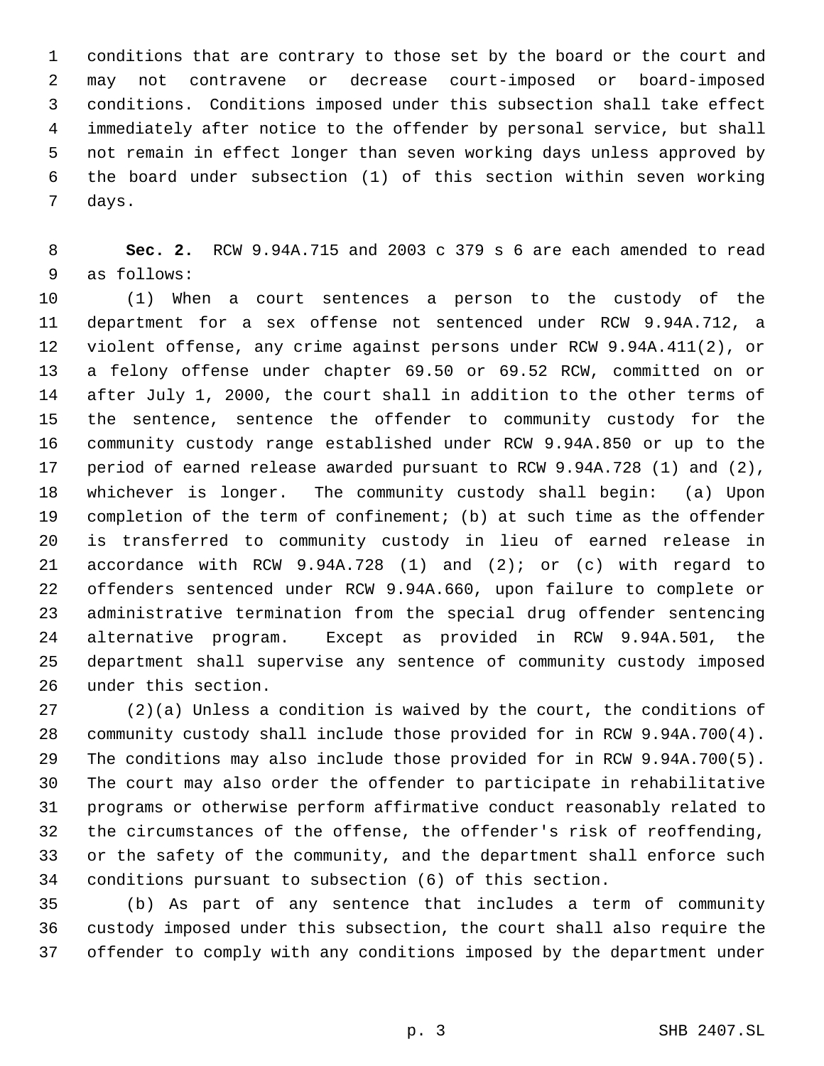conditions that are contrary to those set by the board or the court and may not contravene or decrease court-imposed or board-imposed conditions. Conditions imposed under this subsection shall take effect immediately after notice to the offender by personal service, but shall not remain in effect longer than seven working days unless approved by the board under subsection (1) of this section within seven working days.

**Sec. 2.** RCW 9.94A.715 and 2003 c 379 s 6 are each amended to read as follows:

(1) When a court sentences a person to the custody of the department for a sex offense not sentenced under RCW 9.94A.712, a violent offense, any crime against persons under RCW 9.94A.411(2), or a felony offense under chapter 69.50 or 69.52 RCW, committed on or after July 1, 2000, the court shall in addition to the other terms of the sentence, sentence the offender to community custody for the community custody range established under RCW 9.94A.850 or up to the period of earned release awarded pursuant to RCW 9.94A.728 (1) and (2), whichever is longer. The community custody shall begin: (a) Upon completion of the term of confinement; (b) at such time as the offender is transferred to community custody in lieu of earned release in accordance with RCW 9.94A.728 (1) and (2); or (c) with regard to offenders sentenced under RCW 9.94A.660, upon failure to complete or administrative termination from the special drug offender sentencing alternative program. Except as provided in RCW 9.94A.501, the department shall supervise any sentence of community custody imposed under this section.

(2)(a) Unless a condition is waived by the court, the conditions of community custody shall include those provided for in RCW 9.94A.700(4). The conditions may also include those provided for in RCW 9.94A.700(5). The court may also order the offender to participate in rehabilitative programs or otherwise perform affirmative conduct reasonably related to the circumstances of the offense, the offender's risk of reoffending, or the safety of the community, and the department shall enforce such conditions pursuant to subsection (6) of this section.

(b) As part of any sentence that includes a term of community custody imposed under this subsection, the court shall also require the offender to comply with any conditions imposed by the department under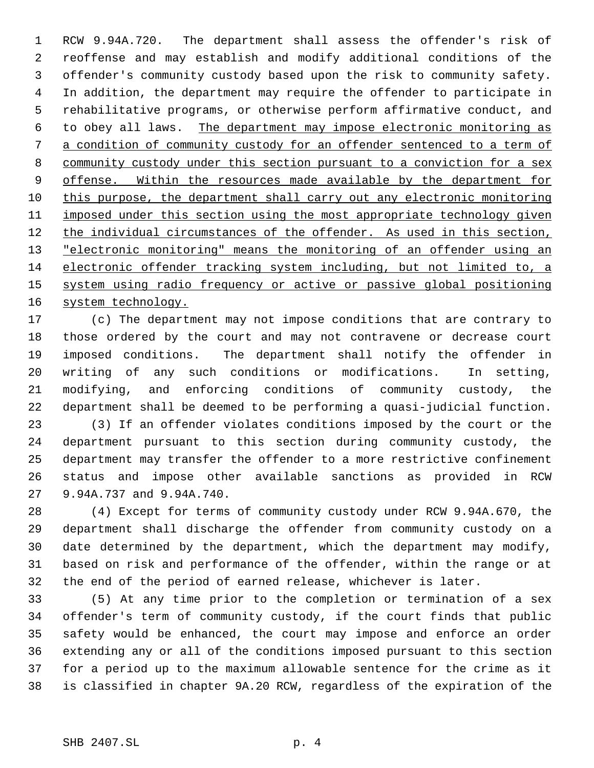RCW 9.94A.720. The department shall assess the offender's risk of reoffense and may establish and modify additional conditions of the offender's community custody based upon the risk to community safety. In addition, the department may require the offender to participate in rehabilitative programs, or otherwise perform affirmative conduct, and to obey all laws. <u>The department may impose electronic monitoring as a condition of community custody for an offender sentenced to a term of community custody under this section pursuant to a conviction for a sex offense. Within the resources made available by the department for this purpose, the department shall carry out any electronic monitoring imposed under this section using the most appropriate technology given the individual circumstances of the offender. As used in this section, "electronic monitoring" means the monitoring of an offender using an electronic offender tracking system including, but not limited to, a system using radio frequency or active or passive global positioning system technology.</u>

(c) The department may not impose conditions that are contrary to those ordered by the court and may not contravene or decrease court imposed conditions. The department shall notify the offender in writing of any such conditions or modifications. In setting, modifying, and enforcing conditions of community custody, the department shall be deemed to be performing a quasi-judicial function.

(3) If an offender violates conditions imposed by the court or the department pursuant to this section during community custody, the department may transfer the offender to a more restrictive confinement status and impose other available sanctions as provided in RCW 9.94A.737 and 9.94A.740.

(4) Except for terms of community custody under RCW 9.94A.670, the department shall discharge the offender from community custody on a date determined by the department, which the department may modify, based on risk and performance of the offender, within the range or at the end of the period of earned release, whichever is later.

(5) At any time prior to the completion or termination of a sex offender's term of community custody, if the court finds that public safety would be enhanced, the court may impose and enforce an order extending any or all of the conditions imposed pursuant to this section for a period up to the maximum allowable sentence for the crime as it is classified in chapter 9A.20 RCW, regardless of the expiration of the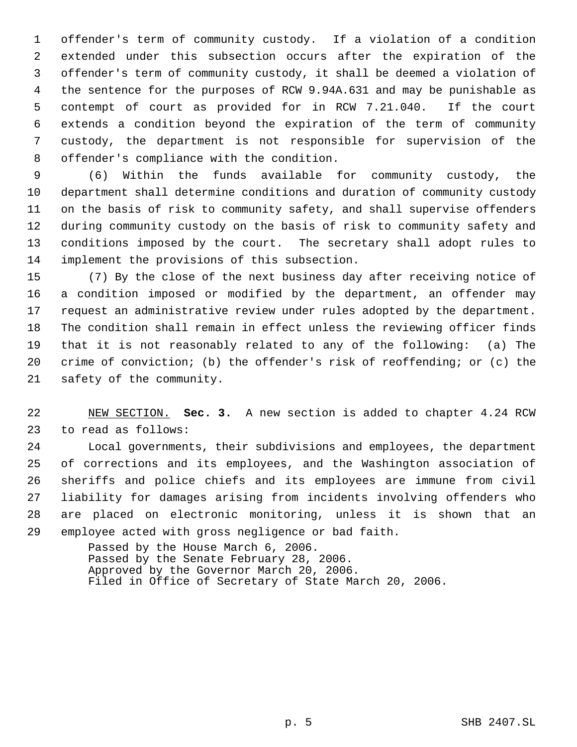offender's term of community custody. If a violation of a condition extended under this subsection occurs after the expiration of the offender's term of community custody, it shall be deemed a violation of the sentence for the purposes of RCW 9.94A.631 and may be punishable as contempt of court as provided for in RCW 7.21.040. If the court extends a condition beyond the expiration of the term of community custody, the department is not responsible for supervision of the offender's compliance with the condition.

(6) Within the funds available for community custody, the department shall determine conditions and duration of community custody on the basis of risk to community safety, and shall supervise offenders during community custody on the basis of risk to community safety and conditions imposed by the court. The secretary shall adopt rules to implement the provisions of this subsection.

(7) By the close of the next business day after receiving notice of a condition imposed or modified by the department, an offender may request an administrative review under rules adopted by the department. The condition shall remain in effect unless the reviewing officer finds that it is not reasonably related to any of the following: (a) The crime of conviction; (b) the offender's risk of reoffending; or (c) the safety of the community.

NEW SECTION. **Sec. 3.** A new section is added to chapter 4.24 RCW to read as follows:

Local governments, their subdivisions and employees, the department of corrections and its employees, and the Washington association of sheriffs and police chiefs and its employees are immune from civil liability for damages arising from incidents involving offenders who are placed on electronic monitoring, unless it is shown that an employee acted with gross negligence or bad faith.

Passed by the House March 6, 2006.
Passed by the Senate February 28, 2006.
Approved by the Governor March 20, 2006.
Filed in Office of Secretary of State March 20, 2006.